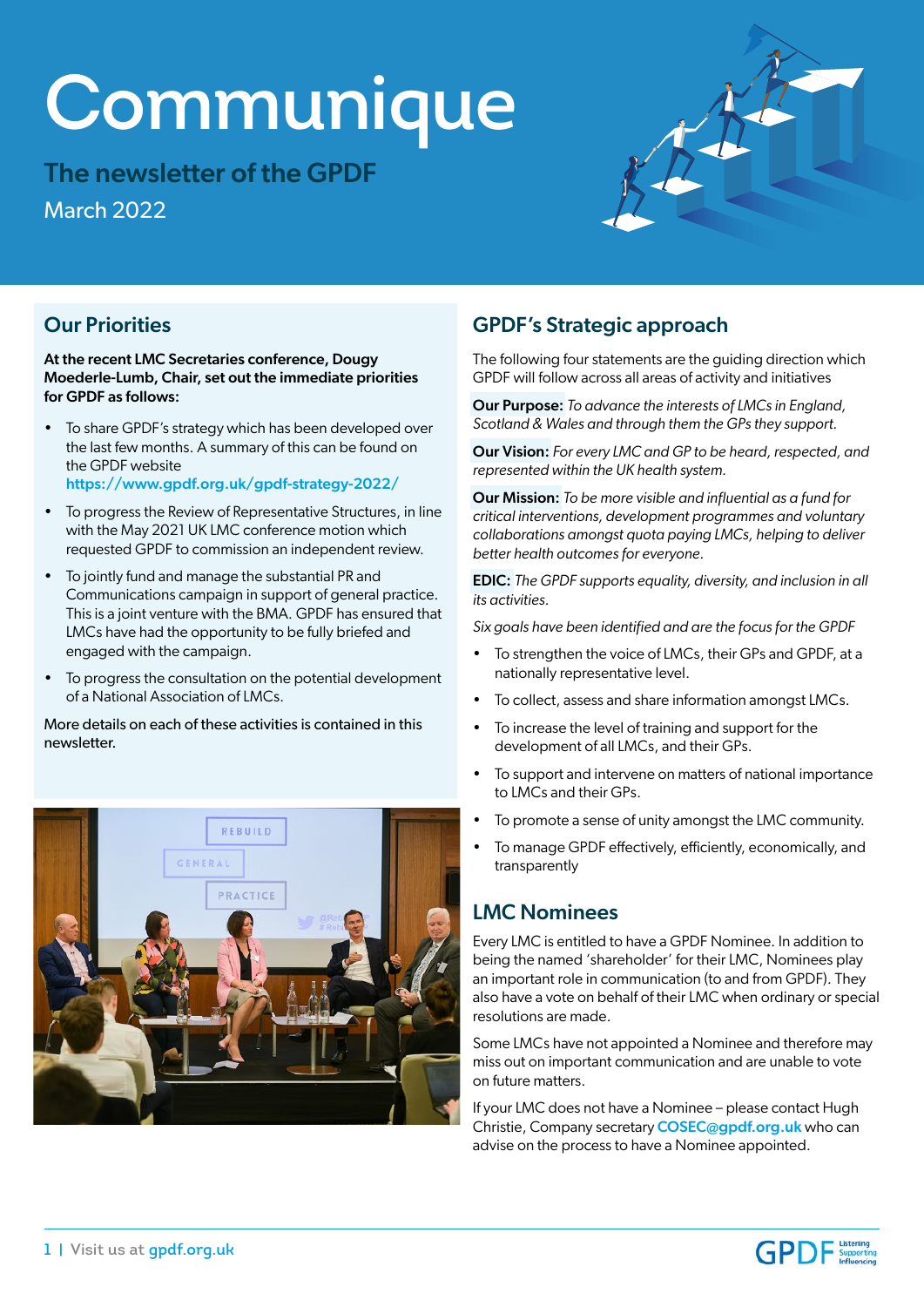# Communique

## The newsletter of the GPDF

March 2022

## Our Priorities

**At the recent LMC Secretaries conference, Dougy Moederle-Lumb, Chair, set out the immediate priorities for GPDF as follows:**

- To share GPDF's strategy which has been developed over the last few months. A summary of this can be found on the GPDF website **https://www.gpdf.org.uk/gpdf-strategy-2022/**
- To progress the Review of Representative Structures, in line with the May 2021 UK LMC conference motion which requested GPDF to commission an independent review.
- To jointly fund and manage the substantial PR and Communications campaign in support of general practice. This is a joint venture with the BMA. GPDF has ensured that LMCs have had the opportunity to be fully briefed and engaged with the campaign.
- To progress the consultation on the potential development of a National Association of LMCs.

More details on each of these activities is contained in this newsletter.

## GPDF's Strategic approach

The following four statements are the guiding direction which GPDF will follow across all areas of activity and initiatives

**Our Purpose:** *To advance the interests of LMCs in England, Scotland & Wales and through them the GPs they support.*

**Our Vision:** *For every LMC and GP to be heard, respected, and represented within the UK health system.*

**Our Mission:** *To be more visible and influential as a fund for critical interventions, development programmes and voluntary collaborations amongst quota paying LMCs, helping to deliver better health outcomes for everyone.*

**EDIC:** *The GPDF supports equality, diversity, and inclusion in all its activities.*

*Six goals have been identified and are the focus for the GPDF*

- To strengthen the voice of LMCs, their GPs and GPDF, at a nationally representative level.
- To collect, assess and share information amongst LMCs.
- To increase the level of training and support for the development of all LMCs, and their GPs.
- To support and intervene on matters of national importance to LMCs and their GPs.
- To promote a sense of unity amongst the LMC community.
- To manage GPDF effectively, efficiently, economically, and transparently

## LMC Nominees

Every LMC is entitled to have a GPDF Nominee. In addition to being the named 'shareholder' for their LMC, Nominees play an important role in communication (to and from GPDF). They also have a vote on behalf of their LMC when ordinary or special resolutions are made.

Some LMCs have not appointed a Nominee and therefore may miss out on important communication and are unable to vote on future matters.

If your LMC does not have a Nominee – please contact Hugh Christie, Company secretary **COSEC@gpdf.org.uk** who can advise on the process to have a Nominee appointed.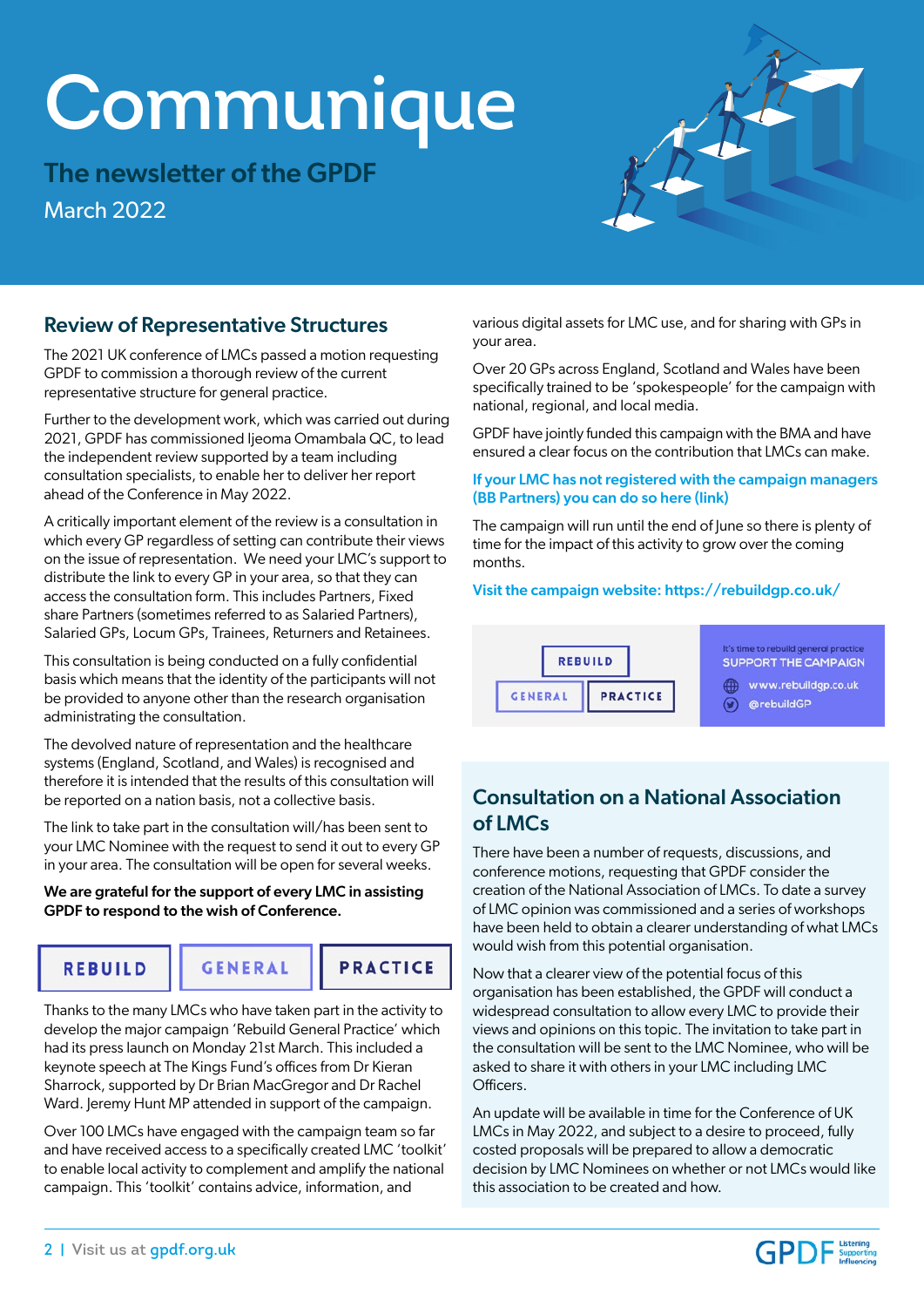# Communique

## The newsletter of the GPDF

March 2022

## Review of Representative Structures

The 2021 UK conference of LMCs passed a motion requesting GPDF to commission a thorough review of the current representative structure for general practice.

Further to the development work, which was carried out during 2021, GPDF has commissioned Ijeoma Omambala QC, to lead the independent review supported by a team including consultation specialists, to enable her to deliver her report ahead of the Conference in May 2022.

A critically important element of the review is a consultation in which every GP regardless of setting can contribute their views on the issue of representation. We need your LMC's support to distribute the link to every GP in your area, so that they can access the consultation form. This includes Partners, Fixed share Partners (sometimes referred to as Salaried Partners), Salaried GPs, Locum GPs, Trainees, Returners and Retainees.

This consultation is being conducted on a fully confidential basis which means that the identity of the participants will not be provided to anyone other than the research organisation administrating the consultation.

The devolved nature of representation and the healthcare systems (England, Scotland, and Wales) is recognised and therefore it is intended that the results of this consultation will be reported on a nation basis, not a collective basis.

The link to take part in the consultation will/has been sent to your LMC Nominee with the request to send it out to every GP in your area. The consultation will be open for several weeks.

**We are grateful for the support of every LMC in assisting GPDF to respond to the wish of Conference.**

REBUILD GENERAL PRACTICE

Thanks to the many LMCs who have taken part in the activity to develop the major campaign 'Rebuild General Practice' which had its press launch on Monday 21st March. This included a keynote speech at The Kings Fund's offices from Dr Kieran Sharrock, supported by Dr Brian MacGregor and Dr Rachel Ward. Jeremy Hunt MP attended in support of the campaign.

Over 100 LMCs have engaged with the campaign team so far and have received access to a specifically created LMC 'toolkit' to enable local activity to complement and amplify the national campaign. This 'toolkit' contains advice, information, and various digital assets for LMC use, and for sharing with GPs in your area.

Over 20 GPs across England, Scotland and Wales have been specifically trained to be 'spokespeople' for the campaign with national, regional, and local media.

GPDF have jointly funded this campaign with the BMA and have ensured a clear focus on the contribution that LMCs can make.

**If your LMC has not registered with the campaign managers (BB Partners) you can do so here (link)**

The campaign will run until the end of June so there is plenty of time for the impact of this activity to grow over the coming months.

**Visit the campaign website: https://rebuildgp.co.uk/**

REBUILD GENERAL PRACTICE

It's time to rebuild general practice
SUPPORT THE CAMPAIGN
www.rebuildgp.co.uk
@rebuildGP

## Consultation on a National Association of LMCs

There have been a number of requests, discussions, and conference motions, requesting that GPDF consider the creation of the National Association of LMCs. To date a survey of LMC opinion was commissioned and a series of workshops have been held to obtain a clearer understanding of what LMCs would wish from this potential organisation.

Now that a clearer view of the potential focus of this organisation has been established, the GPDF will conduct a widespread consultation to allow every LMC to provide their views and opinions on this topic. The invitation to take part in the consultation will be sent to the LMC Nominee, who will be asked to share it with others in your LMC including LMC Officers.

An update will be available in time for the Conference of UK LMCs in May 2022, and subject to a desire to proceed, fully costed proposals will be prepared to allow a democratic decision by LMC Nominees on whether or not LMCs would like this association to be created and how.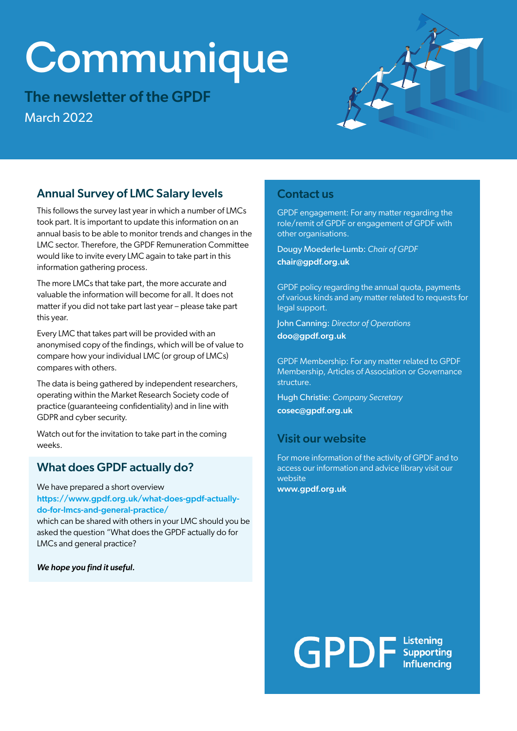# Communique

## The newsletter of the GPDF

March 2022

## Annual Survey of LMC Salary levels

This follows the survey last year in which a number of LMCs took part. It is important to update this information on an annual basis to be able to monitor trends and changes in the LMC sector. Therefore, the GPDF Remuneration Committee would like to invite every LMC again to take part in this information gathering process.

The more LMCs that take part, the more accurate and valuable the information will become for all. It does not matter if you did not take part last year – please take part this year.

Every LMC that takes part will be provided with an anonymised copy of the findings, which will be of value to compare how your individual LMC (or group of LMCs) compares with others.

The data is being gathered by independent researchers, operating within the Market Research Society code of practice (guaranteeing confidentiality) and in line with GDPR and cyber security.

Watch out for the invitation to take part in the coming weeks.

## What does GPDF actually do?

We have prepared a short overview
**https://www.gpdf.org.uk/what-does-gpdf-actually-do-for-lmcs-and-general-practice/**
which can be shared with others in your LMC should you be asked the question "What does the GPDF actually do for LMCs and general practice?

***We hope you find it useful.***

## Contact us

GPDF engagement: For any matter regarding the role/remit of GPDF or engagement of GPDF with other organisations.

Dougy Moederle-Lumb: *Chair of GPDF*
**chair@gpdf.org.uk**

GPDF policy regarding the annual quota, payments of various kinds and any matter related to requests for legal support.

John Canning: *Director of Operations*
**doo@gpdf.org.uk**

GPDF Membership: For any matter related to GPDF Membership, Articles of Association or Governance structure.

Hugh Christie: *Company Secretary*
**cosec@gpdf.org.uk**

## Visit our website

For more information of the activity of GPDF and to access our information and advice library visit our website
**www.gpdf.org.uk**

GPDF Listening Supporting Influencing